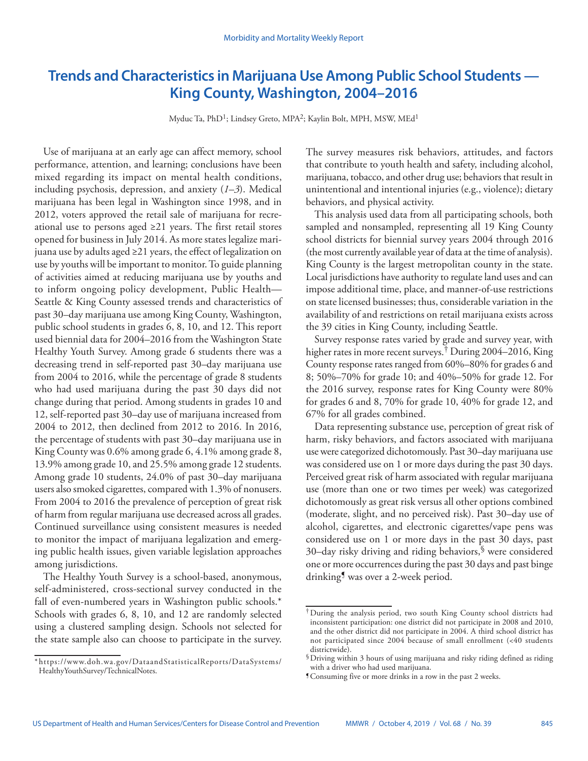# Trends and Characteristics in Marijuana Use Among Public School Students — King County, Washington, 2004–2016

Myduc Ta, PhD[1]; Lindsey Greto, MPA[2]; Kaylin Bolt, MPH, MSW, MEd[1]

Use of marijuana at an early age can affect memory, school performance, attention, and learning; conclusions have been mixed regarding its impact on mental health conditions, including psychosis, depression, and anxiety (*1*–*3*). Medical marijuana has been legal in Washington since 1998, and in 2012, voters approved the retail sale of marijuana for recreational use to persons aged ≥21 years. The first retail stores opened for business in July 2014. As more states legalize marijuana use by adults aged ≥21 years, the effect of legalization on use by youths will be important to monitor. To guide planning of activities aimed at reducing marijuana use by youths and to inform ongoing policy development, Public Health—Seattle & King County assessed trends and characteristics of past 30–day marijuana use among King County, Washington, public school students in grades 6, 8, 10, and 12. This report used biennial data for 2004–2016 from the Washington State Healthy Youth Survey. Among grade 6 students there was a decreasing trend in self-reported past 30–day marijuana use from 2004 to 2016, while the percentage of grade 8 students who had used marijuana during the past 30 days did not change during that period. Among students in grades 10 and 12, self-reported past 30–day use of marijuana increased from 2004 to 2012, then declined from 2012 to 2016. In 2016, the percentage of students with past 30–day marijuana use in King County was 0.6% among grade 6, 4.1% among grade 8, 13.9% among grade 10, and 25.5% among grade 12 students. Among grade 10 students, 24.0% of past 30–day marijuana users also smoked cigarettes, compared with 1.3% of nonusers. From 2004 to 2016 the prevalence of perception of great risk of harm from regular marijuana use decreased across all grades. Continued surveillance using consistent measures is needed to monitor the impact of marijuana legalization and emerging public health issues, given variable legislation approaches among jurisdictions.

The Healthy Youth Survey is a school-based, anonymous, self-administered, cross-sectional survey conducted in the fall of even-numbered years in Washington public schools.* Schools with grades 6, 8, 10, and 12 are randomly selected using a clustered sampling design. Schools not selected for the state sample also can choose to participate in the survey. The survey measures risk behaviors, attitudes, and factors that contribute to youth health and safety, including alcohol, marijuana, tobacco, and other drug use; behaviors that result in unintentional and intentional injuries (e.g., violence); dietary behaviors, and physical activity.

This analysis used data from all participating schools, both sampled and nonsampled, representing all 19 King County school districts for biennial survey years 2004 through 2016 (the most currently available year of data at the time of analysis). King County is the largest metropolitan county in the state. Local jurisdictions have authority to regulate land uses and can impose additional time, place, and manner-of-use restrictions on state licensed businesses; thus, considerable variation in the availability of and restrictions on retail marijuana exists across the 39 cities in King County, including Seattle.

Survey response rates varied by grade and survey year, with higher rates in more recent surveys.† During 2004–2016, King County response rates ranged from 60%–80% for grades 6 and 8; 50%–70% for grade 10; and 40%–50% for grade 12. For the 2016 survey, response rates for King County were 80% for grades 6 and 8, 70% for grade 10, 40% for grade 12, and 67% for all grades combined.

Data representing substance use, perception of great risk of harm, risky behaviors, and factors associated with marijuana use were categorized dichotomously. Past 30–day marijuana use was considered use on 1 or more days during the past 30 days. Perceived great risk of harm associated with regular marijuana use (more than one or two times per week) was categorized dichotomously as great risk versus all other options combined (moderate, slight, and no perceived risk). Past 30–day use of alcohol, cigarettes, and electronic cigarettes/vape pens was considered use on 1 or more days in the past 30 days, past 30–day risky driving and riding behaviors,§ were considered one or more occurrences during the past 30 days and past binge drinking¶ was over a 2-week period.

* https://www.doh.wa.gov/DataandStatisticalReports/DataSystems/HealthyYouthSurvey/TechnicalNotes.

† During the analysis period, two south King County school districts had inconsistent participation: one district did not participate in 2008 and 2010, and the other district did not participate in 2004. A third school district has not participated since 2004 because of small enrollment (<40 students districtwide).

§ Driving within 3 hours of using marijuana and risky riding defined as riding with a driver who had used marijuana.

¶ Consuming five or more drinks in a row in the past 2 weeks.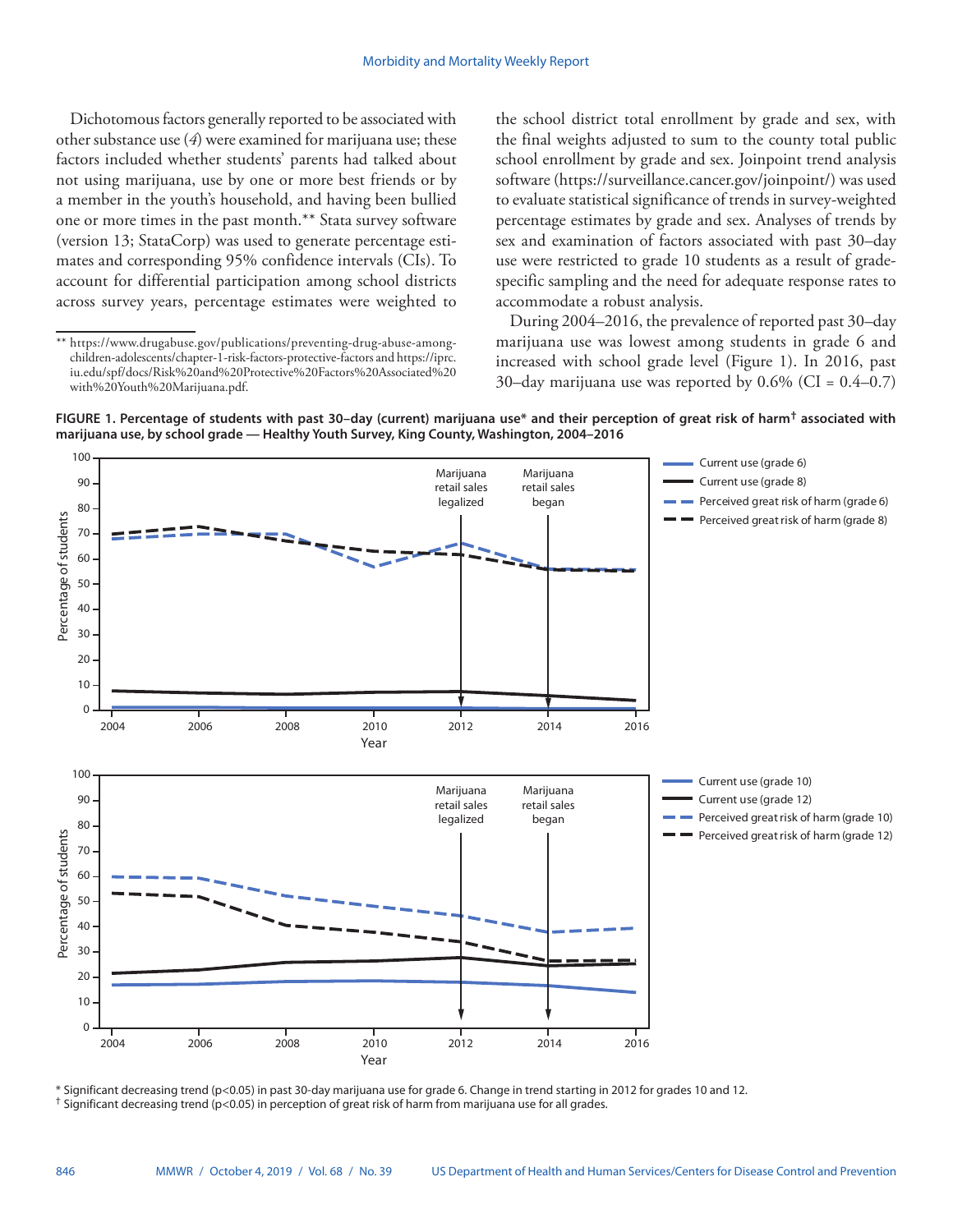Dichotomous factors generally reported to be associated with other substance use (*4*) were examined for marijuana use; these factors included whether students' parents had talked about not using marijuana, use by one or more best friends or by a member in the youth's household, and having been bullied one or more times in the past month.** Stata survey software (version 13; StataCorp) was used to generate percentage estimates and corresponding 95% confidence intervals (CIs). To account for differential participation among school districts across survey years, percentage estimates were weighted to the school district total enrollment by grade and sex, with the final weights adjusted to sum to the county total public school enrollment by grade and sex. Joinpoint trend analysis software (https://surveillance.cancer.gov/joinpoint/) was used to evaluate statistical significance of trends in survey-weighted percentage estimates by grade and sex. Analyses of trends by sex and examination of factors associated with past 30–day use were restricted to grade 10 students as a result of grade-specific sampling and the need for adequate response rates to accommodate a robust analysis.

During 2004–2016, the prevalence of reported past 30–day marijuana use was lowest among students in grade 6 and increased with school grade level (Figure 1). In 2016, past 30–day marijuana use was reported by 0.6% (CI = 0.4–0.7)

** https://www.drugabuse.gov/publications/preventing-drug-abuse-among-children-adolescents/chapter-1-risk-factors-protective-factors and https://iprc.iu.edu/spf/docs/Risk%20and%20Protective%20Factors%20Associated%20with%20Youth%20Marijuana.pdf.

**FIGURE 1. Percentage of students with past 30–day (current) marijuana use* and their perception of great risk of harm† associated with marijuana use, by school grade — Healthy Youth Survey, King County, Washington, 2004–2016**

\* Significant decreasing trend (p<0.05) in past 30-day marijuana use for grade 6. Change in trend starting in 2012 for grades 10 and 12.
† Significant decreasing trend (p<0.05) in perception of great risk of harm from marijuana use for all grades.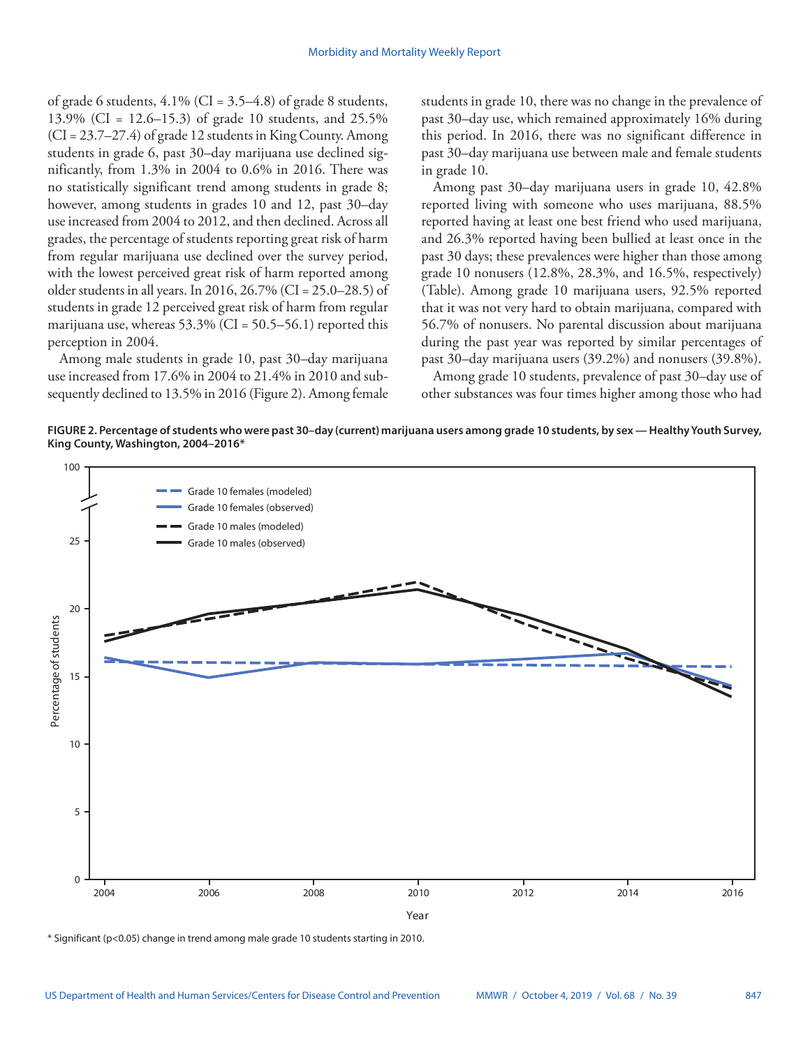of grade 6 students, 4.1% (CI = 3.5–4.8) of grade 8 students, 13.9% (CI = 12.6–15.3) of grade 10 students, and 25.5% (CI = 23.7–27.4) of grade 12 students in King County. Among students in grade 6, past 30–day marijuana use declined significantly, from 1.3% in 2004 to 0.6% in 2016. There was no statistically significant trend among students in grade 8; however, among students in grades 10 and 12, past 30–day use increased from 2004 to 2012, and then declined. Across all grades, the percentage of students reporting great risk of harm from regular marijuana use declined over the survey period, with the lowest perceived great risk of harm reported among older students in all years. In 2016, 26.7% (CI = 25.0–28.5) of students in grade 12 perceived great risk of harm from regular marijuana use, whereas 53.3% (CI = 50.5–56.1) reported this perception in 2004.

Among male students in grade 10, past 30–day marijuana use increased from 17.6% in 2004 to 21.4% in 2010 and subsequently declined to 13.5% in 2016 (Figure 2). Among female students in grade 10, there was no change in the prevalence of past 30–day use, which remained approximately 16% during this period. In 2016, there was no significant difference in past 30–day marijuana use between male and female students in grade 10.

Among past 30–day marijuana users in grade 10, 42.8% reported living with someone who uses marijuana, 88.5% reported having at least one best friend who used marijuana, and 26.3% reported having been bullied at least once in the past 30 days; these prevalences were higher than those among grade 10 nonusers (12.8%, 28.3%, and 16.5%, respectively) (Table). Among grade 10 marijuana users, 92.5% reported that it was not very hard to obtain marijuana, compared with 56.7% of nonusers. No parental discussion about marijuana during the past year was reported by similar percentages of past 30–day marijuana users (39.2%) and nonusers (39.8%).

Among grade 10 students, prevalence of past 30–day use of other substances was four times higher among those who had

**FIGURE 2. Percentage of students who were past 30–day (current) marijuana users among grade 10 students, by sex — Healthy Youth Survey, King County, Washington, 2004–2016***

\* Significant (p<0.05) change in trend among male grade 10 students starting in 2010.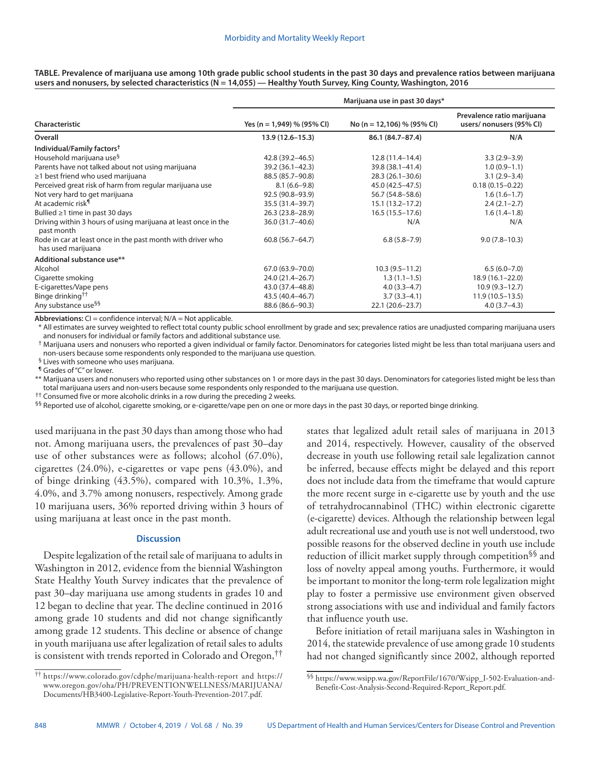**TABLE. Prevalence of marijuana use among 10th grade public school students in the past 30 days and prevalence ratios between marijuana users and nonusers, by selected characteristics (N = 14,055) — Healthy Youth Survey, King County, Washington, 2016**

| Characteristic | Marijuana use in past 30 days* | | |
|---|---|---|---|
| | Yes (n = 1,949) % (95% CI) | No (n = 12,106) % (95% CI) | Prevalence ratio marijuana users/ nonusers (95% CI) |
| **Overall** | **13.9 (12.6–15.3)** | **86.1 (84.7–87.4)** | **N/A** |
| **Individual/Family factors†** | | | |
| Household marijuana use§ | 42.8 (39.2–46.5) | 12.8 (11.4–14.4) | 3.3 (2.9–3.9) |
| Parents have not talked about not using marijuana | 39.2 (36.1–42.3) | 39.8 (38.1–41.4) | 1.0 (0.9–1.1) |
| ≥1 best friend who used marijuana | 88.5 (85.7–90.8) | 28.3 (26.1–30.6) | 3.1 (2.9–3.4) |
| Perceived great risk of harm from regular marijuana use | 8.1 (6.6–9.8) | 45.0 (42.5–47.5) | 0.18 (0.15–0.22) |
| Not very hard to get marijuana | 92.5 (90.8–93.9) | 56.7 (54.8–58.6) | 1.6 (1.6–1.7) |
| At academic risk¶ | 35.5 (31.4–39.7) | 15.1 (13.2–17.2) | 2.4 (2.1–2.7) |
| Bullied ≥1 time in past 30 days | 26.3 (23.8–28.9) | 16.5 (15.5–17.6) | 1.6 (1.4–1.8) |
| Driving within 3 hours of using marijuana at least once in the past month | 36.0 (31.7–40.6) | N/A | N/A |
| Rode in car at least once in the past month with driver who has used marijuana | 60.8 (56.7–64.7) | 6.8 (5.8–7.9) | 9.0 (7.8–10.3) |
| **Additional substance use**** | | | |
| Alcohol | 67.0 (63.9–70.0) | 10.3 (9.5–11.2) | 6.5 (6.0–7.0) |
| Cigarette smoking | 24.0 (21.4–26.7) | 1.3 (1.1–1.5) | 18.9 (16.1–22.0) |
| E-cigarettes/Vape pens | 43.0 (37.4–48.8) | 4.0 (3.3–4.7) | 10.9 (9.3–12.7) |
| Binge drinking†† | 43.5 (40.4–46.7) | 3.7 (3.3–4.1) | 11.9 (10.5–13.5) |
| Any substance use§§ | 88.6 (86.6–90.3) | 22.1 (20.6–23.7) | 4.0 (3.7–4.3) |

**Abbreviations:** CI = confidence interval; N/A = Not applicable.

\* All estimates are survey weighted to reflect total county public school enrollment by grade and sex; prevalence ratios are unadjusted comparing marijuana users and nonusers for individual or family factors and additional substance use.

† Marijuana users and nonusers who reported a given individual or family factor. Denominators for categories listed might be less than total marijuana users and non-users because some respondents only responded to the marijuana use question.

§ Lives with someone who uses marijuana.

¶ Grades of "C" or lower.

** Marijuana users and nonusers who reported using other substances on 1 or more days in the past 30 days. Denominators for categories listed might be less than total marijuana users and non-users because some respondents only responded to the marijuana use question.

†† Consumed five or more alcoholic drinks in a row during the preceding 2 weeks.

§§ Reported use of alcohol, cigarette smoking, or e-cigarette/vape pen on one or more days in the past 30 days, or reported binge drinking.

used marijuana in the past 30 days than among those who had not. Among marijuana users, the prevalences of past 30–day use of other substances were as follows; alcohol (67.0%), cigarettes (24.0%), e-cigarettes or vape pens (43.0%), and of binge drinking (43.5%), compared with 10.3%, 1.3%, 4.0%, and 3.7% among nonusers, respectively. Among grade 10 marijuana users, 36% reported driving within 3 hours of using marijuana at least once in the past month.

## Discussion

Despite legalization of the retail sale of marijuana to adults in Washington in 2012, evidence from the biennial Washington State Healthy Youth Survey indicates that the prevalence of past 30–day marijuana use among students in grades 10 and 12 began to decline that year. The decline continued in 2016 among grade 10 students and did not change significantly among grade 12 students. This decline or absence of change in youth marijuana use after legalization of retail sales to adults is consistent with trends reported in Colorado and Oregon,†† states that legalized adult retail sales of marijuana in 2013 and 2014, respectively. However, causality of the observed decrease in youth use following retail sale legalization cannot be inferred, because effects might be delayed and this report does not include data from the timeframe that would capture the more recent surge in e-cigarette use by youth and the use of tetrahydrocannabinol (THC) within electronic cigarette (e-cigarette) devices. Although the relationship between legal adult recreational use and youth use is not well understood, two possible reasons for the observed decline in youth use include reduction of illicit market supply through competition§§ and loss of novelty appeal among youths. Furthermore, it would be important to monitor the long-term role legalization might play to foster a permissive use environment given observed strong associations with use and individual and family factors that influence youth use.

Before initiation of retail marijuana sales in Washington in 2014, the statewide prevalence of use among grade 10 students had not changed significantly since 2002, although reported

†† https://www.colorado.gov/cdphe/marijuana-health-report and https://www.oregon.gov/oha/PH/PREVENTIONWELLNESS/MARIJUANA/Documents/HB3400-Legislative-Report-Youth-Prevention-2017.pdf.

§§ https://www.wsipp.wa.gov/ReportFile/1670/Wsipp_I-502-Evaluation-and-Benefit-Cost-Analysis-Second-Required-Report_Report.pdf.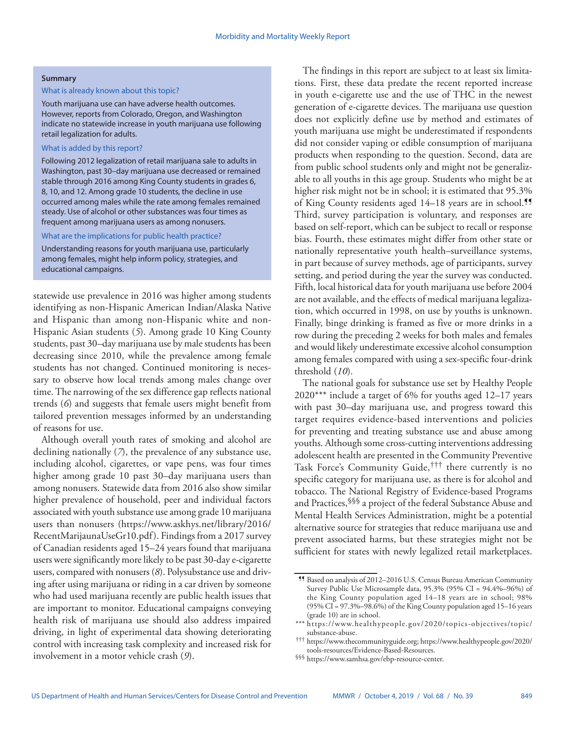**Summary**

What is already known about this topic?

Youth marijuana use can have adverse health outcomes. However, reports from Colorado, Oregon, and Washington indicate no statewide increase in youth marijuana use following retail legalization for adults.

What is added by this report?

Following 2012 legalization of retail marijuana sale to adults in Washington, past 30–day marijuana use decreased or remained stable through 2016 among King County students in grades 6, 8, 10, and 12. Among grade 10 students, the decline in use occurred among males while the rate among females remained steady. Use of alcohol or other substances was four times as frequent among marijuana users as among nonusers.

What are the implications for public health practice?

Understanding reasons for youth marijuana use, particularly among females, might help inform policy, strategies, and educational campaigns.

statewide use prevalence in 2016 was higher among students identifying as non-Hispanic American Indian/Alaska Native and Hispanic than among non-Hispanic white and non-Hispanic Asian students (*5*). Among grade 10 King County students, past 30–day marijuana use by male students has been decreasing since 2010, while the prevalence among female students has not changed. Continued monitoring is necessary to observe how local trends among males change over time. The narrowing of the sex difference gap reflects national trends (*6*) and suggests that female users might benefit from tailored prevention messages informed by an understanding of reasons for use.

Although overall youth rates of smoking and alcohol are declining nationally (*7*), the prevalence of any substance use, including alcohol, cigarettes, or vape pens, was four times higher among grade 10 past 30–day marijuana users than among nonusers. Statewide data from 2016 also show similar higher prevalence of household, peer and individual factors associated with youth substance use among grade 10 marijuana users than nonusers (https://www.askhys.net/library/2016/RecentMarijaunaUseGr10.pdf). Findings from a 2017 survey of Canadian residents aged 15–24 years found that marijuana users were significantly more likely to be past 30-day e-cigarette users, compared with nonusers (*8*). Polysubstance use and driving after using marijuana or riding in a car driven by someone who had used marijuana recently are public health issues that are important to monitor. Educational campaigns conveying health risk of marijuana use should also address impaired driving, in light of experimental data showing deteriorating control with increasing task complexity and increased risk for involvement in a motor vehicle crash (*9*).

The findings in this report are subject to at least six limitations. First, these data predate the recent reported increase in youth e-cigarette use and the use of THC in the newest generation of e-cigarette devices. The marijuana use question does not explicitly define use by method and estimates of youth marijuana use might be underestimated if respondents did not consider vaping or edible consumption of marijuana products when responding to the question. Second, data are from public school students only and might not be generalizable to all youths in this age group. Students who might be at higher risk might not be in school; it is estimated that 95.3% of King County residents aged 14–18 years are in school.[¶¶] Third, survey participation is voluntary, and responses are based on self-report, which can be subject to recall or response bias. Fourth, these estimates might differ from other state or nationally representative youth health–surveillance systems, in part because of survey methods, age of participants, survey setting, and period during the year the survey was conducted. Fifth, local historical data for youth marijuana use before 2004 are not available, and the effects of medical marijuana legalization, which occurred in 1998, on use by youths is unknown. Finally, binge drinking is framed as five or more drinks in a row during the preceding 2 weeks for both males and females and would likely underestimate excessive alcohol consumption among females compared with using a sex-specific four-drink threshold (*10*).

The national goals for substance use set by Healthy People 2020[***] include a target of 6% for youths aged 12–17 years with past 30–day marijuana use, and progress toward this target requires evidence-based interventions and policies for preventing and treating substance use and abuse among youths. Although some cross-cutting interventions addressing adolescent health are presented in the Community Preventive Task Force's Community Guide,[†††] there currently is no specific category for marijuana use, as there is for alcohol and tobacco. The National Registry of Evidence-based Programs and Practices,[§§§] a project of the federal Substance Abuse and Mental Health Services Administration, might be a potential alternative source for strategies that reduce marijuana use and prevent associated harms, but these strategies might not be sufficient for states with newly legalized retail marketplaces.

---

[¶¶] Based on analysis of 2012–2016 U.S. Census Bureau American Community Survey Public Use Microsample data, 95.3% (95% CI = 94.4%–96%) of the King County population aged 14–18 years are in school; 98% (95% CI = 97.3%–98.6%) of the King County population aged 15–16 years (grade 10) are in school.

[***] https://www.healthypeople.gov/2020/topics-objectives/topic/substance-abuse.

[†††] https://www.thecommunityguide.org; https://www.healthypeople.gov/2020/tools-resources/Evidence-Based-Resources.

[§§§] https://www.samhsa.gov/ebp-resource-center.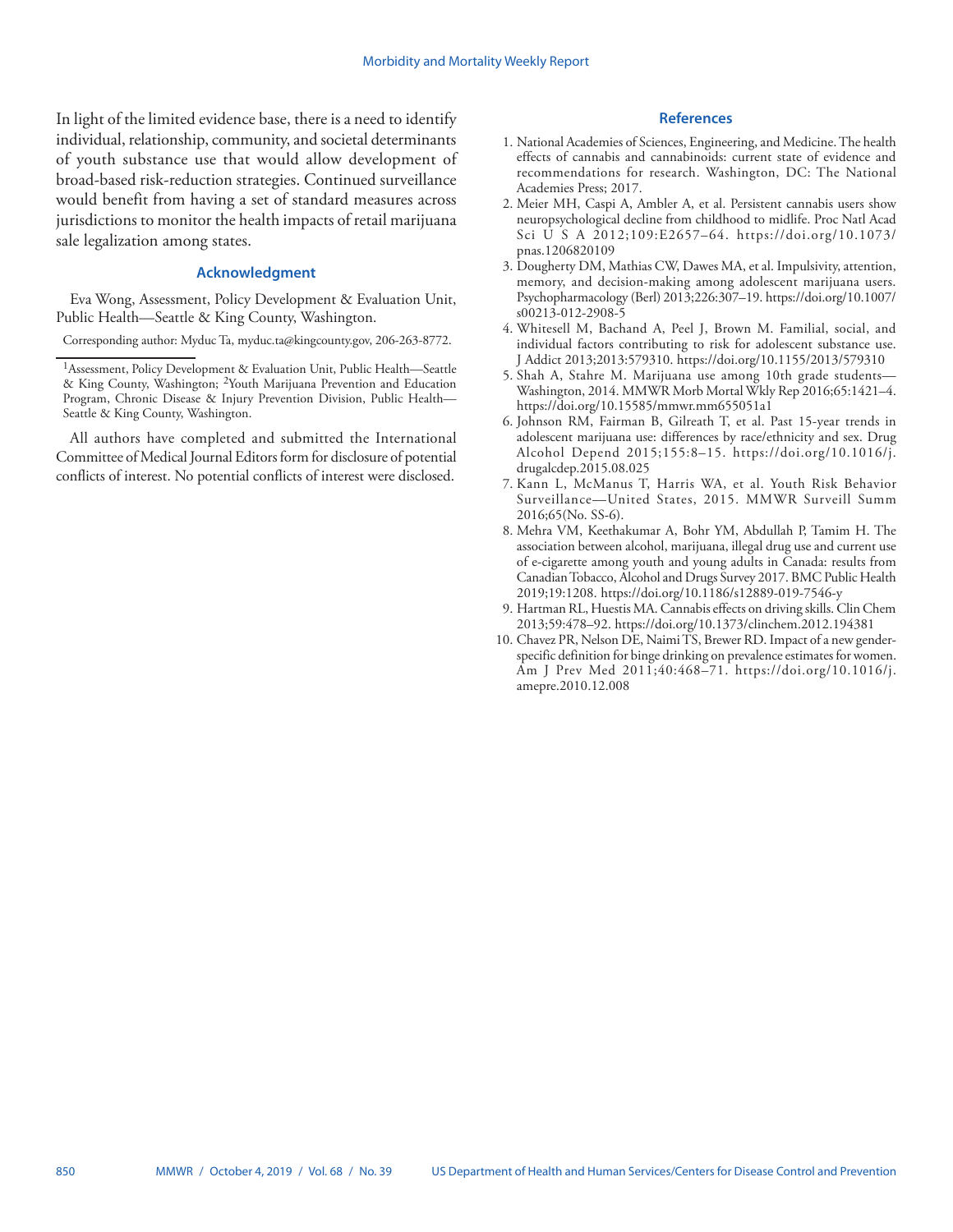In light of the limited evidence base, there is a need to identify individual, relationship, community, and societal determinants of youth substance use that would allow development of broad-based risk-reduction strategies. Continued surveillance would benefit from having a set of standard measures across jurisdictions to monitor the health impacts of retail marijuana sale legalization among states.

## Acknowledgment

Eva Wong, Assessment, Policy Development & Evaluation Unit, Public Health—Seattle & King County, Washington.

Corresponding author: Myduc Ta, myduc.ta@kingcounty.gov, 206-263-8772.

[1]Assessment, Policy Development & Evaluation Unit, Public Health—Seattle & King County, Washington; [2]Youth Marijuana Prevention and Education Program, Chronic Disease & Injury Prevention Division, Public Health—Seattle & King County, Washington.

All authors have completed and submitted the International Committee of Medical Journal Editors form for disclosure of potential conflicts of interest. No potential conflicts of interest were disclosed.

## References

1. National Academies of Sciences, Engineering, and Medicine. The health effects of cannabis and cannabinoids: current state of evidence and recommendations for research. Washington, DC: The National Academies Press; 2017.
2. Meier MH, Caspi A, Ambler A, et al. Persistent cannabis users show neuropsychological decline from childhood to midlife. Proc Natl Acad Sci U S A 2012;109:E2657–64. https://doi.org/10.1073/pnas.1206820109
3. Dougherty DM, Mathias CW, Dawes MA, et al. Impulsivity, attention, memory, and decision-making among adolescent marijuana users. Psychopharmacology (Berl) 2013;226:307–19. https://doi.org/10.1007/s00213-012-2908-5
4. Whitesell M, Bachand A, Peel J, Brown M. Familial, social, and individual factors contributing to risk for adolescent substance use. J Addict 2013;2013:579310. https://doi.org/10.1155/2013/579310
5. Shah A, Stahre M. Marijuana use among 10th grade students—Washington, 2014. MMWR Morb Mortal Wkly Rep 2016;65:1421–4. https://doi.org/10.15585/mmwr.mm655051a1
6. Johnson RM, Fairman B, Gilreath T, et al. Past 15-year trends in adolescent marijuana use: differences by race/ethnicity and sex. Drug Alcohol Depend 2015;155:8–15. https://doi.org/10.1016/j.drugalcdep.2015.08.025
7. Kann L, McManus T, Harris WA, et al. Youth Risk Behavior Surveillance—United States, 2015. MMWR Surveill Summ 2016;65(No. SS-6).
8. Mehra VM, Keethakumar A, Bohr YM, Abdullah P, Tamim H. The association between alcohol, marijuana, illegal drug use and current use of e-cigarette among youth and young adults in Canada: results from Canadian Tobacco, Alcohol and Drugs Survey 2017. BMC Public Health 2019;19:1208. https://doi.org/10.1186/s12889-019-7546-y
9. Hartman RL, Huestis MA. Cannabis effects on driving skills. Clin Chem 2013;59:478–92. https://doi.org/10.1373/clinchem.2012.194381
10. Chavez PR, Nelson DE, Naimi TS, Brewer RD. Impact of a new gender-specific definition for binge drinking on prevalence estimates for women. Am J Prev Med 2011;40:468–71. https://doi.org/10.1016/j.amepre.2010.12.008